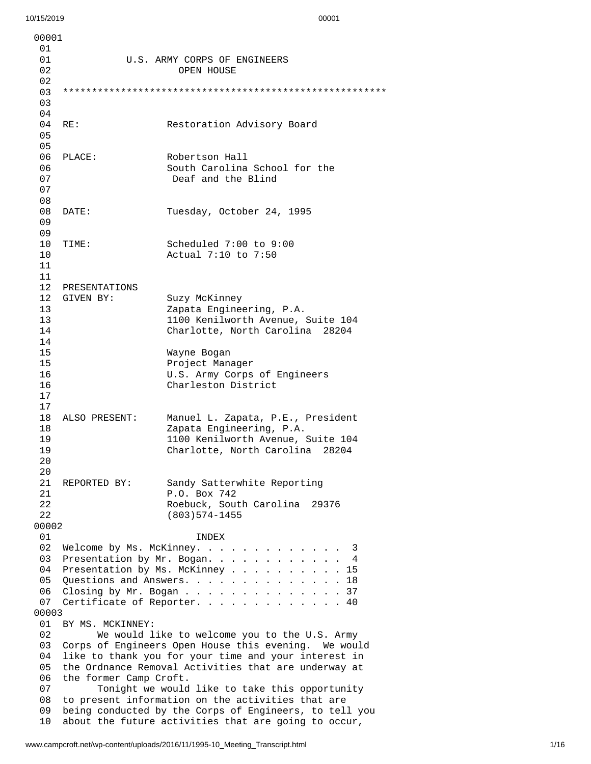00001

01

01 U.S. ARMY CORPS OF ENGINEERS
02 OPEN HOUSE

02

03 ********************************************************

03

04

04 RE: Restoration Advisory Board

05

05

06 PLACE: Robertson Hall
06 South Carolina School for the
07 Deaf and the Blind

07

08

08 DATE: Tuesday, October 24, 1995

09

09

10 TIME: Scheduled 7:00 to 9:00
10 Actual 7:10 to 7:50

11

11

12 PRESENTATIONS
12 GIVEN BY: Suzy McKinney
13 Zapata Engineering, P.A.
13 1100 Kenilworth Avenue, Suite 104
14 Charlotte, North Carolina 28204

14

15 Wayne Bogan
15 Project Manager
16 U.S. Army Corps of Engineers
16 Charleston District

17

17

18 ALSO PRESENT: Manuel L. Zapata, P.E., President
18 Zapata Engineering, P.A.
19 1100 Kenilworth Avenue, Suite 104
19 Charlotte, North Carolina 28204

20

20

21 REPORTED BY: Sandy Satterwhite Reporting
21 P.O. Box 742
22 Roebuck, South Carolina 29376
22 (803)574-1455

00002

01 INDEX

02 Welcome by Ms. McKinney. . . . . . . . . . . . . 3
03 Presentation by Mr. Bogan. . . . . . . . . . . . 4
04 Presentation by Ms. McKinney . . . . . . . . . . 15
05 Questions and Answers. . . . . . . . . . . . . . 18
06 Closing by Mr. Bogan . . . . . . . . . . . . . . 37
07 Certificate of Reporter. . . . . . . . . . . . . 40

00003

01 BY MS. MCKINNEY:
02 We would like to welcome you to the U.S. Army
03 Corps of Engineers Open House this evening. We would
04 like to thank you for your time and your interest in
05 the Ordnance Removal Activities that are underway at
06 the former Camp Croft.
07 Tonight we would like to take this opportunity
08 to present information on the activities that are
09 being conducted by the Corps of Engineers, to tell you
10 about the future activities that are going to occur,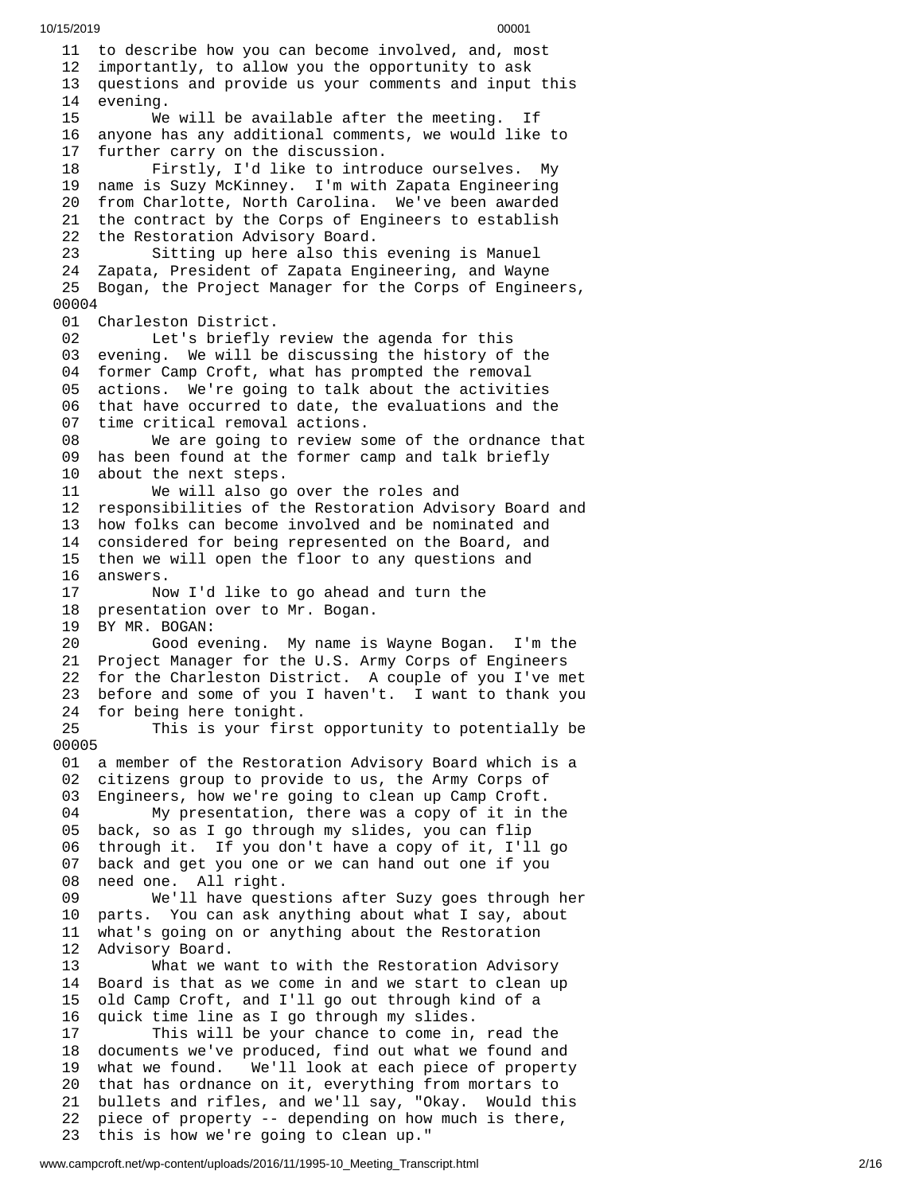```
 11  to describe how you can become involved, and, most
 12  importantly, to allow you the opportunity to ask
 13  questions and provide us your comments and input this
 14  evening.
 15         We will be available after the meeting.  If
 16  anyone has any additional comments, we would like to
 17  further carry on the discussion.
 18         Firstly, I'd like to introduce ourselves.  My
 19  name is Suzy McKinney.  I'm with Zapata Engineering
 20  from Charlotte, North Carolina.  We've been awarded
 21  the contract by the Corps of Engineers to establish
 22  the Restoration Advisory Board.
 23         Sitting up here also this evening is Manuel
 24  Zapata, President of Zapata Engineering, and Wayne
 25  Bogan, the Project Manager for the Corps of Engineers,
00004
 01  Charleston District.
 02         Let's briefly review the agenda for this
 03  evening.  We will be discussing the history of the
 04  former Camp Croft, what has prompted the removal
 05  actions.  We're going to talk about the activities
 06  that have occurred to date, the evaluations and the
 07  time critical removal actions.
 08         We are going to review some of the ordnance that
 09  has been found at the former camp and talk briefly
 10  about the next steps.
 11         We will also go over the roles and
 12  responsibilities of the Restoration Advisory Board and
 13  how folks can become involved and be nominated and
 14  considered for being represented on the Board, and
 15  then we will open the floor to any questions and
 16  answers.
 17         Now I'd like to go ahead and turn the
 18  presentation over to Mr. Bogan.
 19  BY MR. BOGAN:
 20         Good evening.  My name is Wayne Bogan.  I'm the
 21  Project Manager for the U.S. Army Corps of Engineers
 22  for the Charleston District.  A couple of you I've met
 23  before and some of you I haven't.  I want to thank you
 24  for being here tonight.
 25         This is your first opportunity to potentially be
00005
 01  a member of the Restoration Advisory Board which is a
 02  citizens group to provide to us, the Army Corps of
 03  Engineers, how we're going to clean up Camp Croft.
 04         My presentation, there was a copy of it in the
 05  back, so as I go through my slides, you can flip
 06  through it.  If you don't have a copy of it, I'll go
 07  back and get you one or we can hand out one if you
 08  need one.  All right.
 09         We'll have questions after Suzy goes through her
 10  parts.  You can ask anything about what I say, about
 11  what's going on or anything about the Restoration
 12  Advisory Board.
 13         What we want to with the Restoration Advisory
 14  Board is that as we come in and we start to clean up
 15  old Camp Croft, and I'll go out through kind of a
 16  quick time line as I go through my slides.
 17         This will be your chance to come in, read the
 18  documents we've produced, find out what we found and
 19  what we found.   We'll look at each piece of property
 20  that has ordnance on it, everything from mortars to
 21  bullets and rifles, and we'll say, "Okay.  Would this
 22  piece of property -- depending on how much is there,
 23  this is how we're going to clean up."
```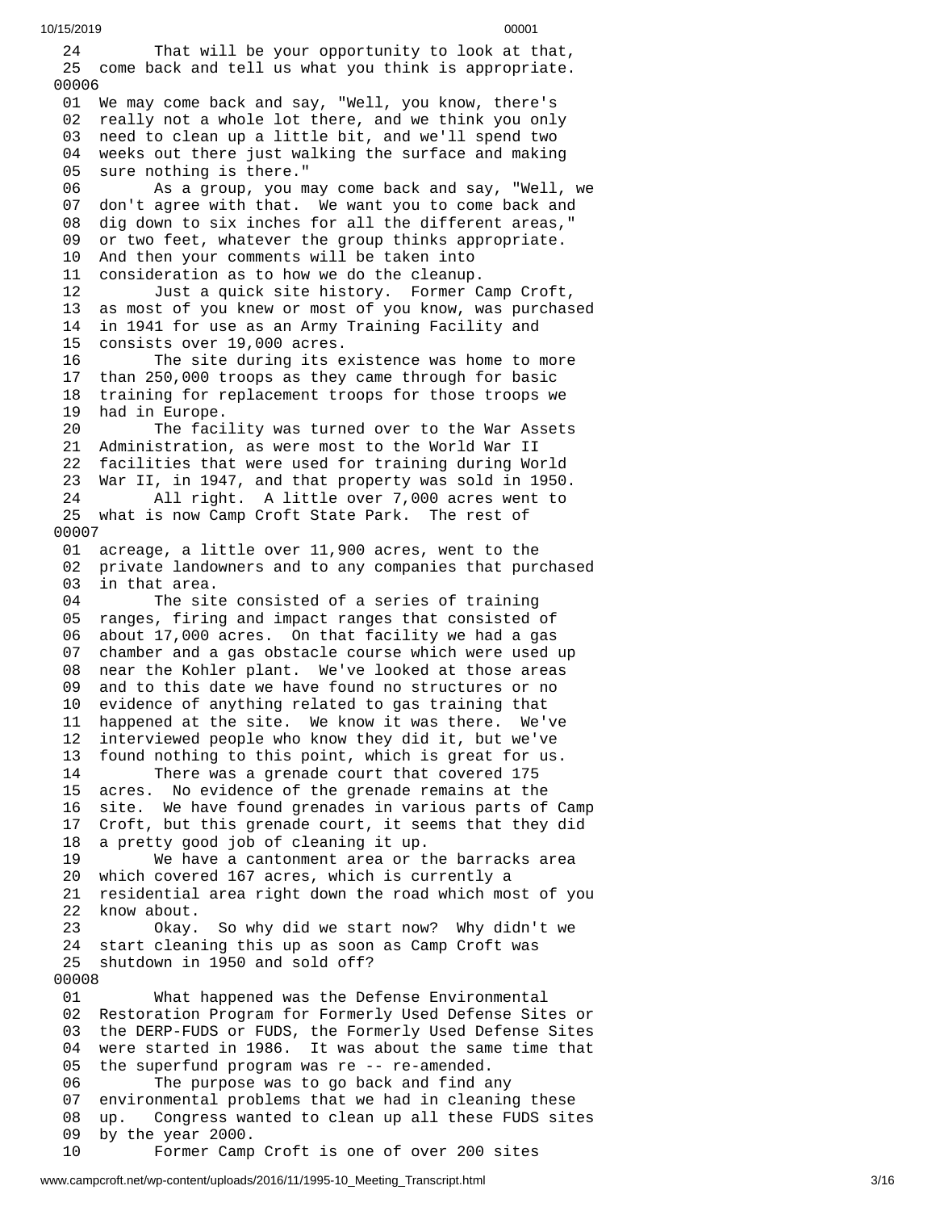```
 24        That will be your opportunity to look at that,
 25  come back and tell us what you think is appropriate.
00006
 01  We may come back and say, "Well, you know, there's
 02  really not a whole lot there, and we think you only
 03  need to clean up a little bit, and we'll spend two
 04  weeks out there just walking the surface and making
 05  sure nothing is there."
 06        As a group, you may come back and say, "Well, we
 07  don't agree with that.  We want you to come back and
 08  dig down to six inches for all the different areas,"
 09  or two feet, whatever the group thinks appropriate.
 10  And then your comments will be taken into
 11  consideration as to how we do the cleanup.
 12        Just a quick site history.  Former Camp Croft,
 13  as most of you knew or most of you know, was purchased
 14  in 1941 for use as an Army Training Facility and
 15  consists over 19,000 acres.
 16        The site during its existence was home to more
 17  than 250,000 troops as they came through for basic
 18  training for replacement troops for those troops we
 19  had in Europe.
 20        The facility was turned over to the War Assets
 21  Administration, as were most to the World War II
 22  facilities that were used for training during World
 23  War II, in 1947, and that property was sold in 1950.
 24        All right.  A little over 7,000 acres went to
 25  what is now Camp Croft State Park.  The rest of
00007
 01  acreage, a little over 11,900 acres, went to the
 02  private landowners and to any companies that purchased
 03  in that area.
 04        The site consisted of a series of training
 05  ranges, firing and impact ranges that consisted of
 06  about 17,000 acres.  On that facility we had a gas
 07  chamber and a gas obstacle course which were used up
 08  near the Kohler plant.  We've looked at those areas
 09  and to this date we have found no structures or no
 10  evidence of anything related to gas training that
 11  happened at the site.  We know it was there.  We've
 12  interviewed people who know they did it, but we've
 13  found nothing to this point, which is great for us.
 14        There was a grenade court that covered 175
 15  acres.  No evidence of the grenade remains at the
 16  site.  We have found grenades in various parts of Camp
 17  Croft, but this grenade court, it seems that they did
 18  a pretty good job of cleaning it up.
 19        We have a cantonment area or the barracks area
 20  which covered 167 acres, which is currently a
 21  residential area right down the road which most of you
 22  know about.
 23        Okay.  So why did we start now?  Why didn't we
 24  start cleaning this up as soon as Camp Croft was
 25  shutdown in 1950 and sold off?
00008
 01        What happened was the Defense Environmental
 02  Restoration Program for Formerly Used Defense Sites or
 03  the DERP-FUDS or FUDS, the Formerly Used Defense Sites
 04  were started in 1986.  It was about the same time that
 05  the superfund program was re -- re-amended.
 06        The purpose was to go back and find any
 07  environmental problems that we had in cleaning these
 08  up.   Congress wanted to clean up all these FUDS sites
 09  by the year 2000.
 10        Former Camp Croft is one of over 200 sites
```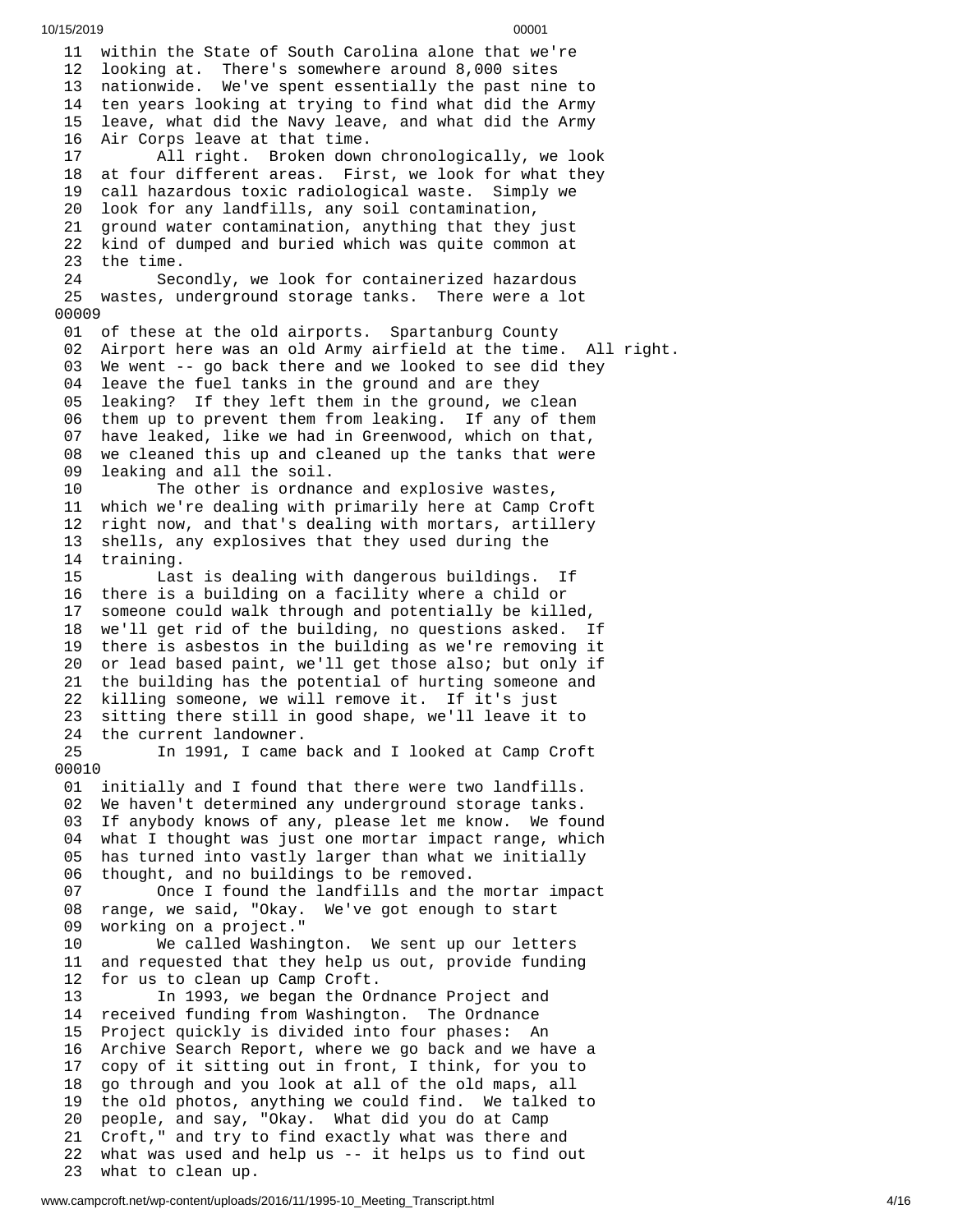11 within the State of South Carolina alone that we're
12 looking at. There's somewhere around 8,000 sites
13 nationwide. We've spent essentially the past nine to
14 ten years looking at trying to find what did the Army
15 leave, what did the Navy leave, and what did the Army
16 Air Corps leave at that time.
17 All right. Broken down chronologically, we look
18 at four different areas. First, we look for what they
19 call hazardous toxic radiological waste. Simply we
20 look for any landfills, any soil contamination,
21 ground water contamination, anything that they just
22 kind of dumped and buried which was quite common at
23 the time.
24 Secondly, we look for containerized hazardous
25 wastes, underground storage tanks. There were a lot

00009

01 of these at the old airports. Spartanburg County
02 Airport here was an old Army airfield at the time. All right.
03 We went -- go back there and we looked to see did they
04 leave the fuel tanks in the ground and are they
05 leaking? If they left them in the ground, we clean
06 them up to prevent them from leaking. If any of them
07 have leaked, like we had in Greenwood, which on that,
08 we cleaned this up and cleaned up the tanks that were
09 leaking and all the soil.
10 The other is ordnance and explosive wastes,
11 which we're dealing with primarily here at Camp Croft
12 right now, and that's dealing with mortars, artillery
13 shells, any explosives that they used during the
14 training.
15 Last is dealing with dangerous buildings. If
16 there is a building on a facility where a child or
17 someone could walk through and potentially be killed,
18 we'll get rid of the building, no questions asked. If
19 there is asbestos in the building as we're removing it
20 or lead based paint, we'll get those also; but only if
21 the building has the potential of hurting someone and
22 killing someone, we will remove it. If it's just
23 sitting there still in good shape, we'll leave it to
24 the current landowner.
25 In 1991, I came back and I looked at Camp Croft

00010

01 initially and I found that there were two landfills.
02 We haven't determined any underground storage tanks.
03 If anybody knows of any, please let me know. We found
04 what I thought was just one mortar impact range, which
05 has turned into vastly larger than what we initially
06 thought, and no buildings to be removed.
07 Once I found the landfills and the mortar impact
08 range, we said, "Okay. We've got enough to start
09 working on a project."
10 We called Washington. We sent up our letters
11 and requested that they help us out, provide funding
12 for us to clean up Camp Croft.
13 In 1993, we began the Ordnance Project and
14 received funding from Washington. The Ordnance
15 Project quickly is divided into four phases: An
16 Archive Search Report, where we go back and we have a
17 copy of it sitting out in front, I think, for you to
18 go through and you look at all of the old maps, all
19 the old photos, anything we could find. We talked to
20 people, and say, "Okay. What did you do at Camp
21 Croft," and try to find exactly what was there and
22 what was used and help us -- it helps us to find out
23 what to clean up.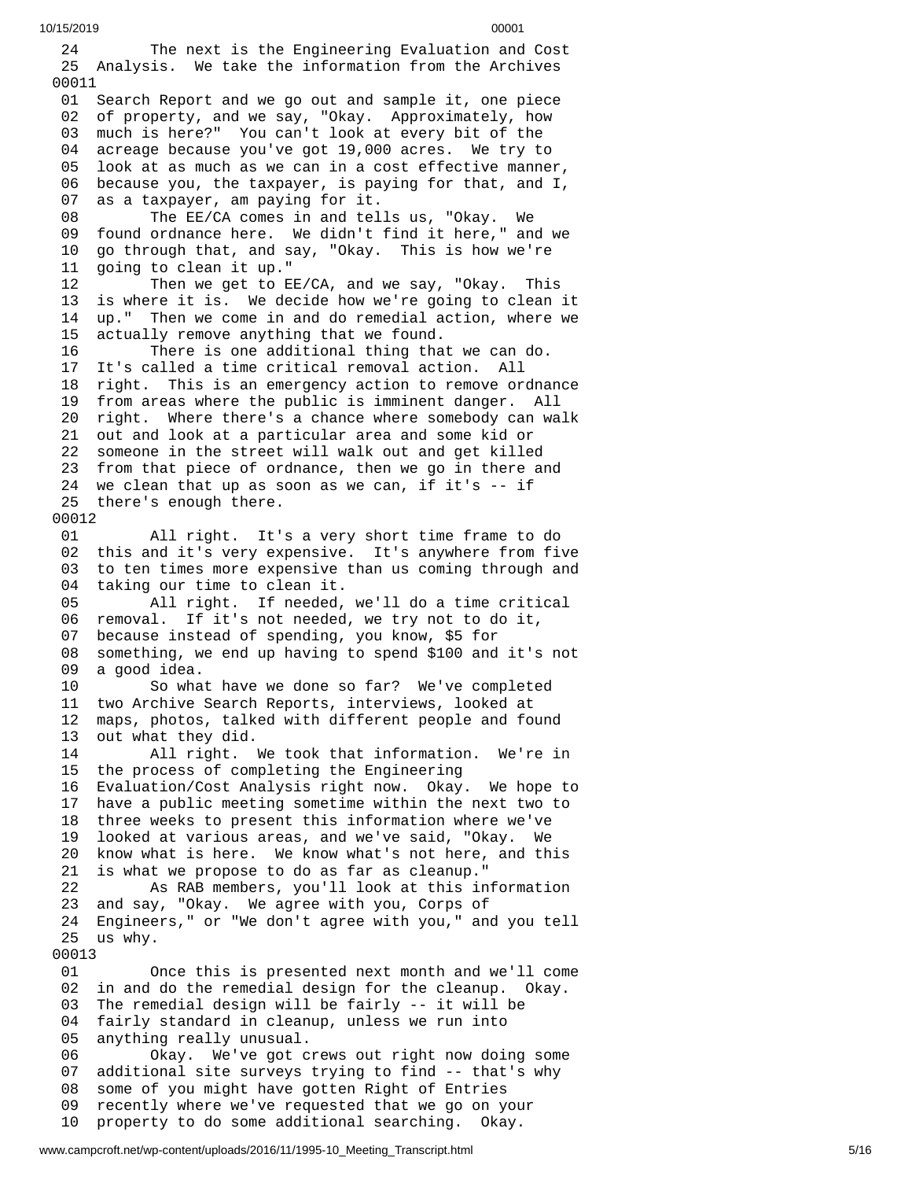```
 24        The next is the Engineering Evaluation and Cost
 25  Analysis.  We take the information from the Archives
00011
 01  Search Report and we go out and sample it, one piece
 02  of property, and we say, "Okay.  Approximately, how
 03  much is here?"  You can't look at every bit of the
 04  acreage because you've got 19,000 acres.  We try to
 05  look at as much as we can in a cost effective manner,
 06  because you, the taxpayer, is paying for that, and I,
 07  as a taxpayer, am paying for it.
 08        The EE/CA comes in and tells us, "Okay.  We
 09  found ordnance here.  We didn't find it here," and we
 10  go through that, and say, "Okay.  This is how we're
 11  going to clean it up."
 12        Then we get to EE/CA, and we say, "Okay.  This
 13  is where it is.  We decide how we're going to clean it
 14  up."  Then we come in and do remedial action, where we
 15  actually remove anything that we found.
 16        There is one additional thing that we can do.
 17  It's called a time critical removal action.  All
 18  right.  This is an emergency action to remove ordnance
 19  from areas where the public is imminent danger.  All
 20  right.  Where there's a chance where somebody can walk
 21  out and look at a particular area and some kid or
 22  someone in the street will walk out and get killed
 23  from that piece of ordnance, then we go in there and
 24  we clean that up as soon as we can, if it's -- if
 25  there's enough there.
00012
 01        All right.  It's a very short time frame to do
 02  this and it's very expensive.  It's anywhere from five
 03  to ten times more expensive than us coming through and
 04  taking our time to clean it.
 05        All right.  If needed, we'll do a time critical
 06  removal.  If it's not needed, we try not to do it,
 07  because instead of spending, you know, $5 for
 08  something, we end up having to spend $100 and it's not
 09  a good idea.
 10        So what have we done so far?  We've completed
 11  two Archive Search Reports, interviews, looked at
 12  maps, photos, talked with different people and found
 13  out what they did.
 14        All right.  We took that information.  We're in
 15  the process of completing the Engineering
 16  Evaluation/Cost Analysis right now.  Okay.  We hope to
 17  have a public meeting sometime within the next two to
 18  three weeks to present this information where we've
 19  looked at various areas, and we've said, "Okay.  We
 20  know what is here.  We know what's not here, and this
 21  is what we propose to do as far as cleanup."
 22        As RAB members, you'll look at this information
 23  and say, "Okay.  We agree with you, Corps of
 24  Engineers," or "We don't agree with you," and you tell
 25  us why.
00013
 01        Once this is presented next month and we'll come
 02  in and do the remedial design for the cleanup.  Okay.
 03  The remedial design will be fairly -- it will be
 04  fairly standard in cleanup, unless we run into
 05  anything really unusual.
 06        Okay.  We've got crews out right now doing some
 07  additional site surveys trying to find -- that's why
 08  some of you might have gotten Right of Entries
 09  recently where we've requested that we go on your
 10  property to do some additional searching.  Okay.
```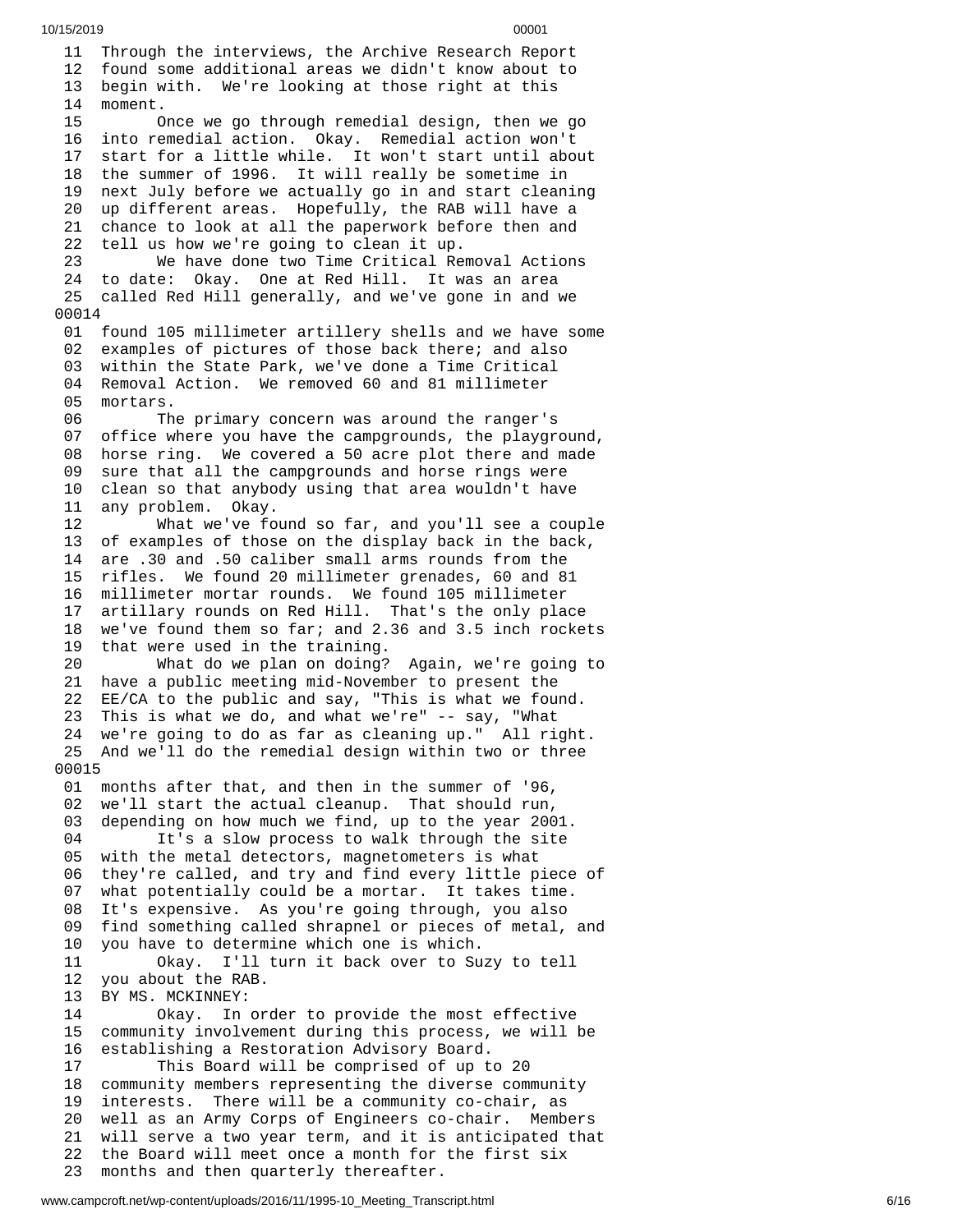11 Through the interviews, the Archive Research Report
12 found some additional areas we didn't know about to
13 begin with. We're looking at those right at this
14 moment.
15 Once we go through remedial design, then we go
16 into remedial action. Okay. Remedial action won't
17 start for a little while. It won't start until about
18 the summer of 1996. It will really be sometime in
19 next July before we actually go in and start cleaning
20 up different areas. Hopefully, the RAB will have a
21 chance to look at all the paperwork before then and
22 tell us how we're going to clean it up.
23 We have done two Time Critical Removal Actions
24 to date: Okay. One at Red Hill. It was an area
25 called Red Hill generally, and we've gone in and we

00014

01 found 105 millimeter artillery shells and we have some
02 examples of pictures of those back there; and also
03 within the State Park, we've done a Time Critical
04 Removal Action. We removed 60 and 81 millimeter
05 mortars.
06 The primary concern was around the ranger's
07 office where you have the campgrounds, the playground,
08 horse ring. We covered a 50 acre plot there and made
09 sure that all the campgrounds and horse rings were
10 clean so that anybody using that area wouldn't have
11 any problem. Okay.
12 What we've found so far, and you'll see a couple
13 of examples of those on the display back in the back,
14 are .30 and .50 caliber small arms rounds from the
15 rifles. We found 20 millimeter grenades, 60 and 81
16 millimeter mortar rounds. We found 105 millimeter
17 artillary rounds on Red Hill. That's the only place
18 we've found them so far; and 2.36 and 3.5 inch rockets
19 that were used in the training.
20 What do we plan on doing? Again, we're going to
21 have a public meeting mid-November to present the
22 EE/CA to the public and say, "This is what we found.
23 This is what we do, and what we're" -- say, "What
24 we're going to do as far as cleaning up." All right.
25 And we'll do the remedial design within two or three

00015

01 months after that, and then in the summer of '96,
02 we'll start the actual cleanup. That should run,
03 depending on how much we find, up to the year 2001.
04 It's a slow process to walk through the site
05 with the metal detectors, magnetometers is what
06 they're called, and try and find every little piece of
07 what potentially could be a mortar. It takes time.
08 It's expensive. As you're going through, you also
09 find something called shrapnel or pieces of metal, and
10 you have to determine which one is which.
11 Okay. I'll turn it back over to Suzy to tell
12 you about the RAB.
13 BY MS. MCKINNEY:
14 Okay. In order to provide the most effective
15 community involvement during this process, we will be
16 establishing a Restoration Advisory Board.
17 This Board will be comprised of up to 20
18 community members representing the diverse community
19 interests. There will be a community co-chair, as
20 well as an Army Corps of Engineers co-chair. Members
21 will serve a two year term, and it is anticipated that
22 the Board will meet once a month for the first six
23 months and then quarterly thereafter.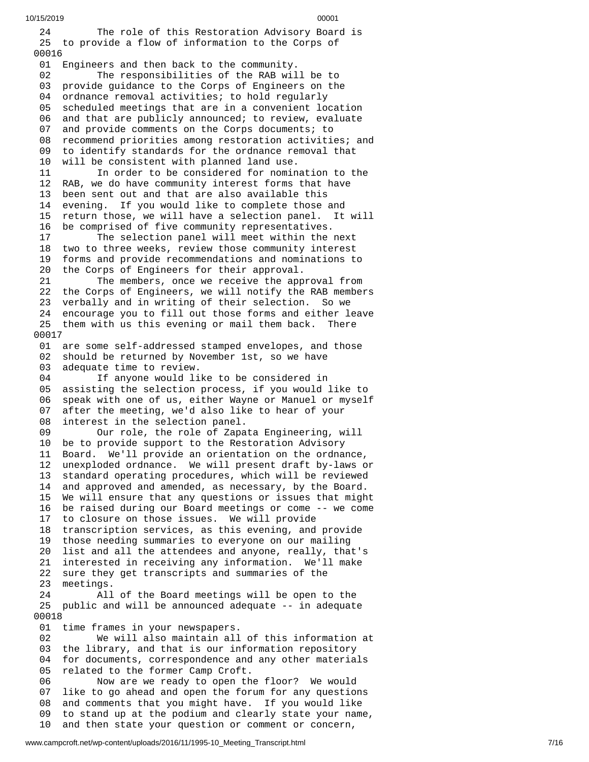```
 24        The role of this Restoration Advisory Board is
 25  to provide a flow of information to the Corps of
00016
 01  Engineers and then back to the community.
 02        The responsibilities of the RAB will be to
 03  provide guidance to the Corps of Engineers on the
 04  ordnance removal activities; to hold regularly
 05  scheduled meetings that are in a convenient location
 06  and that are publicly announced; to review, evaluate
 07  and provide comments on the Corps documents; to
 08  recommend priorities among restoration activities; and
 09  to identify standards for the ordnance removal that
 10  will be consistent with planned land use.
 11        In order to be considered for nomination to the
 12  RAB, we do have community interest forms that have
 13  been sent out and that are also available this
 14  evening.  If you would like to complete those and
 15  return those, we will have a selection panel.  It will
 16  be comprised of five community representatives.
 17        The selection panel will meet within the next
 18  two to three weeks, review those community interest
 19  forms and provide recommendations and nominations to
 20  the Corps of Engineers for their approval.
 21        The members, once we receive the approval from
 22  the Corps of Engineers, we will notify the RAB members
 23  verbally and in writing of their selection.  So we
 24  encourage you to fill out those forms and either leave
 25  them with us this evening or mail them back.  There
00017
 01  are some self-addressed stamped envelopes, and those
 02  should be returned by November 1st, so we have
 03  adequate time to review.
 04        If anyone would like to be considered in
 05  assisting the selection process, if you would like to
 06  speak with one of us, either Wayne or Manuel or myself
 07  after the meeting, we'd also like to hear of your
 08  interest in the selection panel.
 09        Our role, the role of Zapata Engineering, will
 10  be to provide support to the Restoration Advisory
 11  Board.  We'll provide an orientation on the ordnance,
 12  unexploded ordnance.  We will present draft by-laws or
 13  standard operating procedures, which will be reviewed
 14  and approved and amended, as necessary, by the Board.
 15  We will ensure that any questions or issues that might
 16  be raised during our Board meetings or come -- we come
 17  to closure on those issues.  We will provide
 18  transcription services, as this evening, and provide
 19  those needing summaries to everyone on our mailing
 20  list and all the attendees and anyone, really, that's
 21  interested in receiving any information.  We'll make
 22  sure they get transcripts and summaries of the
 23  meetings.
 24        All of the Board meetings will be open to the
 25  public and will be announced adequate -- in adequate
00018
 01  time frames in your newspapers.
 02        We will also maintain all of this information at
 03  the library, and that is our information repository
 04  for documents, correspondence and any other materials
 05  related to the former Camp Croft.
 06        Now are we ready to open the floor?  We would
 07  like to go ahead and open the forum for any questions
 08  and comments that you might have.  If you would like
 09  to stand up at the podium and clearly state your name,
 10  and then state your question or comment or concern,
```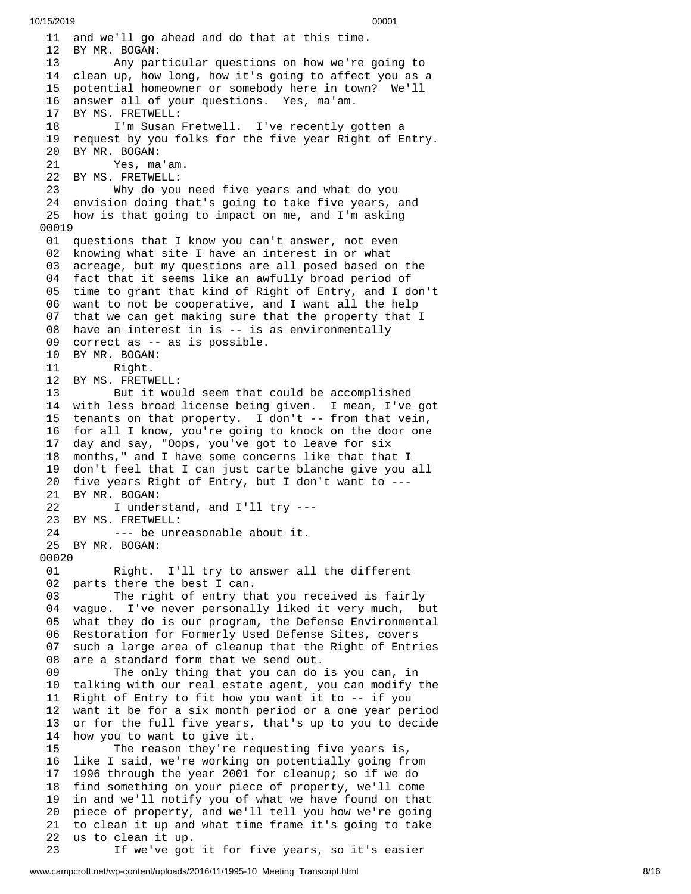```
 11  and we'll go ahead and do that at this time.
 12  BY MR. BOGAN:
 13        Any particular questions on how we're going to
 14  clean up, how long, how it's going to affect you as a
 15  potential homeowner or somebody here in town?  We'll
 16  answer all of your questions.  Yes, ma'am.
 17  BY MS. FRETWELL:
 18        I'm Susan Fretwell.  I've recently gotten a
 19  request by you folks for the five year Right of Entry.
 20  BY MR. BOGAN:
 21        Yes, ma'am.
 22  BY MS. FRETWELL:
 23        Why do you need five years and what do you
 24  envision doing that's going to take five years, and
 25  how is that going to impact on me, and I'm asking
00019
 01  questions that I know you can't answer, not even
 02  knowing what site I have an interest in or what
 03  acreage, but my questions are all posed based on the
 04  fact that it seems like an awfully broad period of
 05  time to grant that kind of Right of Entry, and I don't
 06  want to not be cooperative, and I want all the help
 07  that we can get making sure that the property that I
 08  have an interest in is -- is as environmentally
 09  correct as -- as is possible.
 10  BY MR. BOGAN:
 11        Right.
 12  BY MS. FRETWELL:
 13        But it would seem that could be accomplished
 14  with less broad license being given.  I mean, I've got
 15  tenants on that property.  I don't -- from that vein,
 16  for all I know, you're going to knock on the door one
 17  day and say, "Oops, you've got to leave for six
 18  months," and I have some concerns like that that I
 19  don't feel that I can just carte blanche give you all
 20  five years Right of Entry, but I don't want to ---
 21  BY MR. BOGAN:
 22        I understand, and I'll try ---
 23  BY MS. FRETWELL:
 24        --- be unreasonable about it.
 25  BY MR. BOGAN:
00020
 01        Right.  I'll try to answer all the different
 02  parts there the best I can.
 03        The right of entry that you received is fairly
 04  vague.  I've never personally liked it very much,  but
 05  what they do is our program, the Defense Environmental
 06  Restoration for Formerly Used Defense Sites, covers
 07  such a large area of cleanup that the Right of Entries
 08  are a standard form that we send out.
 09        The only thing that you can do is you can, in
 10  talking with our real estate agent, you can modify the
 11  Right of Entry to fit how you want it to -- if you
 12  want it be for a six month period or a one year period
 13  or for the full five years, that's up to you to decide
 14  how you to want to give it.
 15        The reason they're requesting five years is,
 16  like I said, we're working on potentially going from
 17  1996 through the year 2001 for cleanup; so if we do
 18  find something on your piece of property, we'll come
 19  in and we'll notify you of what we have found on that
 20  piece of property, and we'll tell you how we're going
 21  to clean it up and what time frame it's going to take
 22  us to clean it up.
 23        If we've got it for five years, so it's easier
```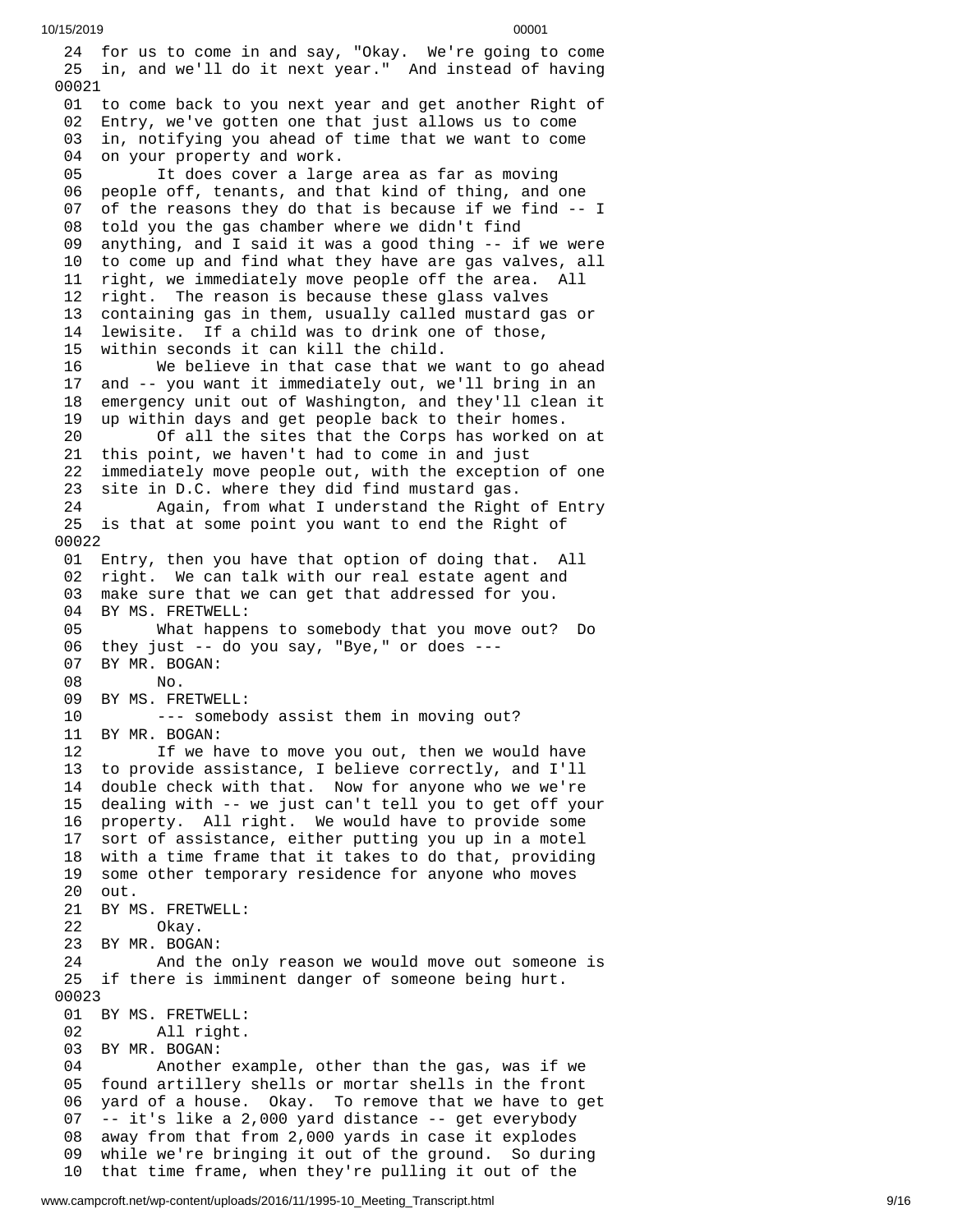```
 24  for us to come in and say, "Okay.  We're going to come
 25  in, and we'll do it next year."  And instead of having
00021
 01  to come back to you next year and get another Right of
 02  Entry, we've gotten one that just allows us to come
 03  in, notifying you ahead of time that we want to come
 04  on your property and work.
 05        It does cover a large area as far as moving
 06  people off, tenants, and that kind of thing, and one
 07  of the reasons they do that is because if we find -- I
 08  told you the gas chamber where we didn't find
 09  anything, and I said it was a good thing -- if we were
 10  to come up and find what they have are gas valves, all
 11  right, we immediately move people off the area.  All
 12  right.  The reason is because these glass valves
 13  containing gas in them, usually called mustard gas or
 14  lewisite.  If a child was to drink one of those,
 15  within seconds it can kill the child.
 16        We believe in that case that we want to go ahead
 17  and -- you want it immediately out, we'll bring in an
 18  emergency unit out of Washington, and they'll clean it
 19  up within days and get people back to their homes.
 20        Of all the sites that the Corps has worked on at
 21  this point, we haven't had to come in and just
 22  immediately move people out, with the exception of one
 23  site in D.C. where they did find mustard gas.
 24        Again, from what I understand the Right of Entry
 25  is that at some point you want to end the Right of
00022
 01  Entry, then you have that option of doing that.  All
 02  right.  We can talk with our real estate agent and
 03  make sure that we can get that addressed for you.
 04  BY MS. FRETWELL:
 05        What happens to somebody that you move out?  Do
 06  they just -- do you say, "Bye," or does ---
 07  BY MR. BOGAN:
 08        No.
 09  BY MS. FRETWELL:
 10        --- somebody assist them in moving out?
 11  BY MR. BOGAN:
 12        If we have to move you out, then we would have
 13  to provide assistance, I believe correctly, and I'll
 14  double check with that.  Now for anyone who we we're
 15  dealing with -- we just can't tell you to get off your
 16  property.  All right.  We would have to provide some
 17  sort of assistance, either putting you up in a motel
 18  with a time frame that it takes to do that, providing
 19  some other temporary residence for anyone who moves
 20  out.
 21  BY MS. FRETWELL:
 22        Okay.
 23  BY MR. BOGAN:
 24        And the only reason we would move out someone is
 25  if there is imminent danger of someone being hurt.
00023
 01  BY MS. FRETWELL:
 02        All right.
 03  BY MR. BOGAN:
 04        Another example, other than the gas, was if we
 05  found artillery shells or mortar shells in the front
 06  yard of a house.  Okay.  To remove that we have to get
 07  -- it's like a 2,000 yard distance -- get everybody
 08  away from that from 2,000 yards in case it explodes
 09  while we're bringing it out of the ground.  So during
 10  that time frame, when they're pulling it out of the
```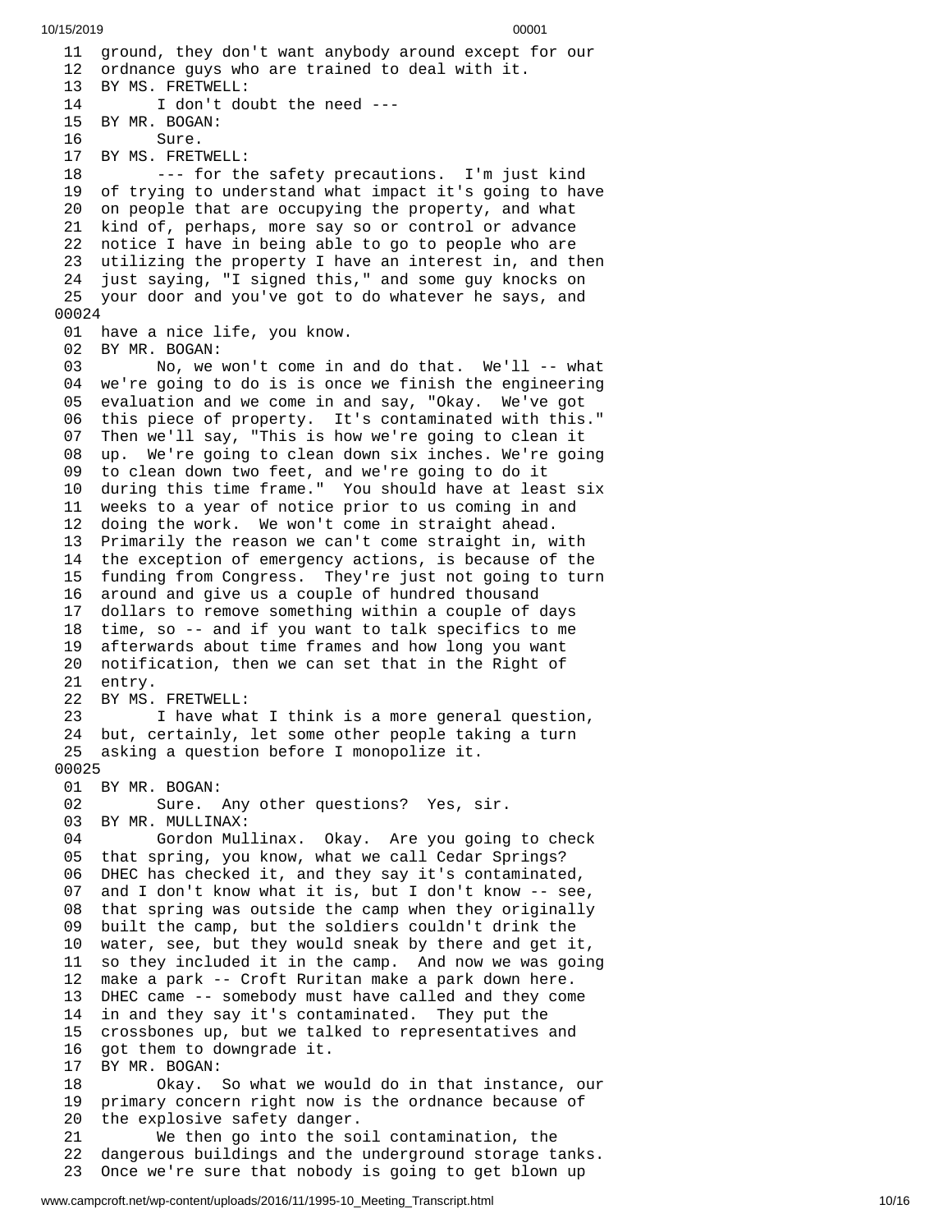```
 11  ground, they don't want anybody around except for our
 12  ordnance guys who are trained to deal with it.
 13  BY MS. FRETWELL:
 14        I don't doubt the need ---
 15  BY MR. BOGAN:
 16        Sure.
 17  BY MS. FRETWELL:
 18        --- for the safety precautions.  I'm just kind
 19  of trying to understand what impact it's going to have
 20  on people that are occupying the property, and what
 21  kind of, perhaps, more say so or control or advance
 22  notice I have in being able to go to people who are
 23  utilizing the property I have an interest in, and then
 24  just saying, "I signed this," and some guy knocks on
 25  your door and you've got to do whatever he says, and
00024
 01  have a nice life, you know.
 02  BY MR. BOGAN:
 03        No, we won't come in and do that.  We'll -- what
 04  we're going to do is is once we finish the engineering
 05  evaluation and we come in and say, "Okay.  We've got
 06  this piece of property.  It's contaminated with this."
 07  Then we'll say, "This is how we're going to clean it
 08  up.  We're going to clean down six inches. We're going
 09  to clean down two feet, and we're going to do it
 10  during this time frame."  You should have at least six
 11  weeks to a year of notice prior to us coming in and
 12  doing the work.  We won't come in straight ahead.
 13  Primarily the reason we can't come straight in, with
 14  the exception of emergency actions, is because of the
 15  funding from Congress.  They're just not going to turn
 16  around and give us a couple of hundred thousand
 17  dollars to remove something within a couple of days
 18  time, so -- and if you want to talk specifics to me
 19  afterwards about time frames and how long you want
 20  notification, then we can set that in the Right of
 21  entry.
 22  BY MS. FRETWELL:
 23        I have what I think is a more general question,
 24  but, certainly, let some other people taking a turn
 25  asking a question before I monopolize it.
00025
 01  BY MR. BOGAN:
 02        Sure.  Any other questions?  Yes, sir.
 03  BY MR. MULLINAX:
 04        Gordon Mullinax.  Okay.  Are you going to check
 05  that spring, you know, what we call Cedar Springs?
 06  DHEC has checked it, and they say it's contaminated,
 07  and I don't know what it is, but I don't know -- see,
 08  that spring was outside the camp when they originally
 09  built the camp, but the soldiers couldn't drink the
 10  water, see, but they would sneak by there and get it,
 11  so they included it in the camp.  And now we was going
 12  make a park -- Croft Ruritan make a park down here.
 13  DHEC came -- somebody must have called and they come
 14  in and they say it's contaminated.  They put the
 15  crossbones up, but we talked to representatives and
 16  got them to downgrade it.
 17  BY MR. BOGAN:
 18        Okay.  So what we would do in that instance, our
 19  primary concern right now is the ordnance because of
 20  the explosive safety danger.
 21        We then go into the soil contamination, the
 22  dangerous buildings and the underground storage tanks.
 23  Once we're sure that nobody is going to get blown up
```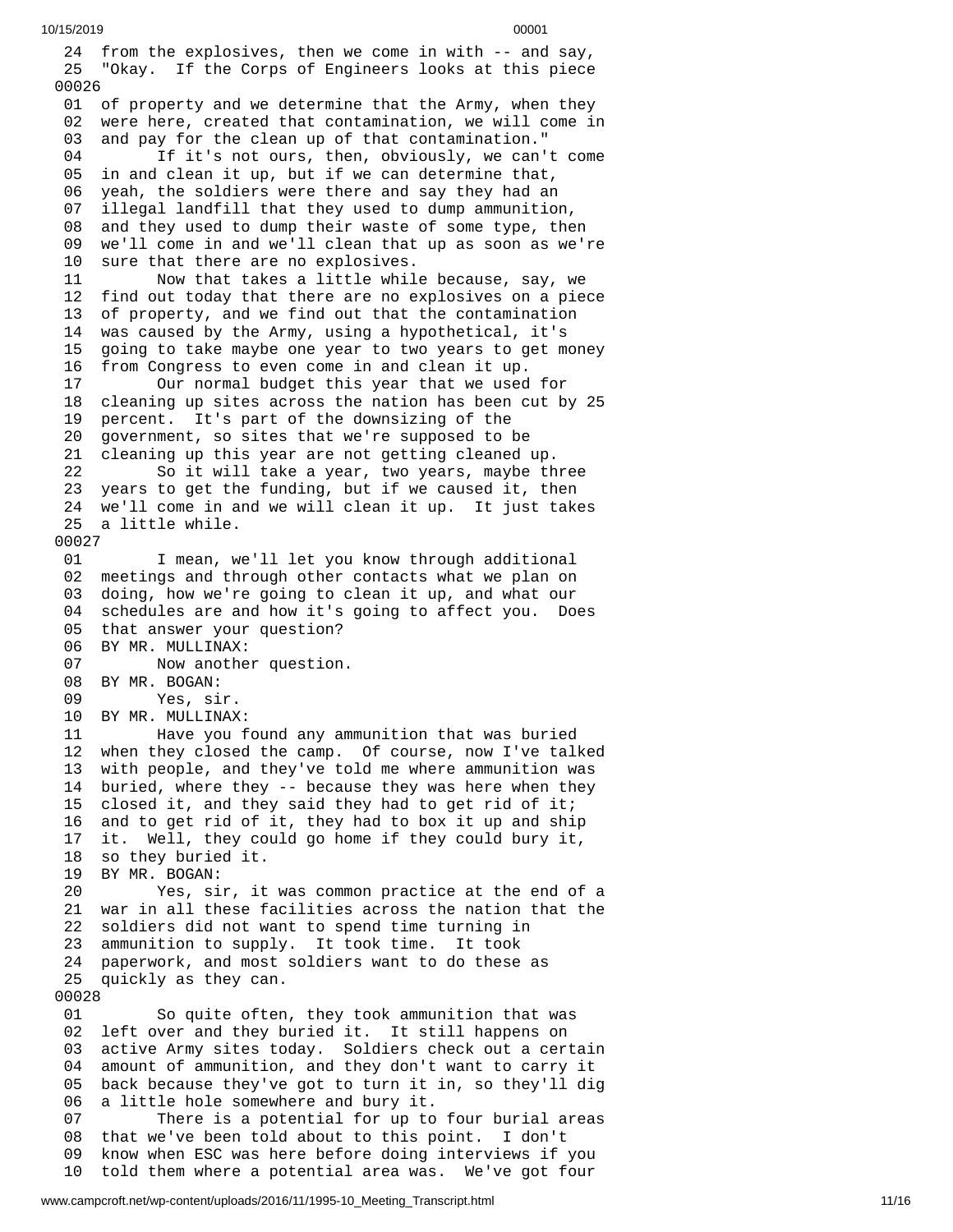24 from the explosives, then we come in with -- and say,
25 "Okay. If the Corps of Engineers looks at this piece

00026

01 of property and we determine that the Army, when they
02 were here, created that contamination, we will come in
03 and pay for the clean up of that contamination."
04 If it's not ours, then, obviously, we can't come
05 in and clean it up, but if we can determine that,
06 yeah, the soldiers were there and say they had an
07 illegal landfill that they used to dump ammunition,
08 and they used to dump their waste of some type, then
09 we'll come in and we'll clean that up as soon as we're
10 sure that there are no explosives.
11 Now that takes a little while because, say, we
12 find out today that there are no explosives on a piece
13 of property, and we find out that the contamination
14 was caused by the Army, using a hypothetical, it's
15 going to take maybe one year to two years to get money
16 from Congress to even come in and clean it up.
17 Our normal budget this year that we used for
18 cleaning up sites across the nation has been cut by 25
19 percent. It's part of the downsizing of the
20 government, so sites that we're supposed to be
21 cleaning up this year are not getting cleaned up.
22 So it will take a year, two years, maybe three
23 years to get the funding, but if we caused it, then
24 we'll come in and we will clean it up. It just takes
25 a little while.

00027

01 I mean, we'll let you know through additional
02 meetings and through other contacts what we plan on
03 doing, how we're going to clean it up, and what our
04 schedules are and how it's going to affect you. Does
05 that answer your question?
06 BY MR. MULLINAX:
07 Now another question.
08 BY MR. BOGAN:
09 Yes, sir.
10 BY MR. MULLINAX:
11 Have you found any ammunition that was buried
12 when they closed the camp. Of course, now I've talked
13 with people, and they've told me where ammunition was
14 buried, where they -- because they was here when they
15 closed it, and they said they had to get rid of it;
16 and to get rid of it, they had to box it up and ship
17 it. Well, they could go home if they could bury it,
18 so they buried it.
19 BY MR. BOGAN:
20 Yes, sir, it was common practice at the end of a
21 war in all these facilities across the nation that the
22 soldiers did not want to spend time turning in
23 ammunition to supply. It took time. It took
24 paperwork, and most soldiers want to do these as
25 quickly as they can.

00028

01 So quite often, they took ammunition that was
02 left over and they buried it. It still happens on
03 active Army sites today. Soldiers check out a certain
04 amount of ammunition, and they don't want to carry it
05 back because they've got to turn it in, so they'll dig
06 a little hole somewhere and bury it.
07 There is a potential for up to four burial areas
08 that we've been told about to this point. I don't
09 know when ESC was here before doing interviews if you
10 told them where a potential area was. We've got four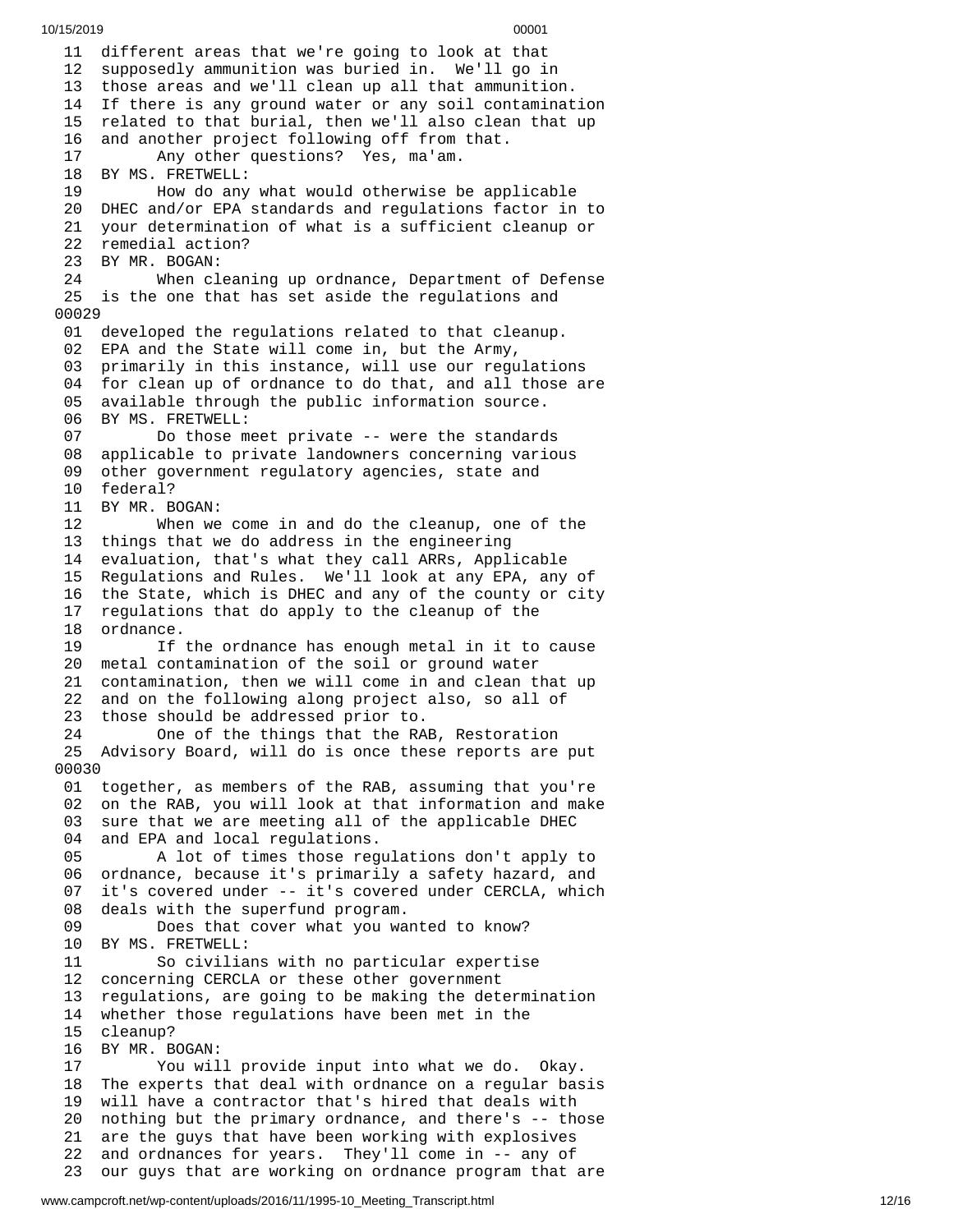11 different areas that we're going to look at that
12 supposedly ammunition was buried in. We'll go in
13 those areas and we'll clean up all that ammunition.
14 If there is any ground water or any soil contamination
15 related to that burial, then we'll also clean that up
16 and another project following off from that.
17 Any other questions? Yes, ma'am.
18 BY MS. FRETWELL:
19 How do any what would otherwise be applicable
20 DHEC and/or EPA standards and regulations factor in to
21 your determination of what is a sufficient cleanup or
22 remedial action?
23 BY MR. BOGAN:
24 When cleaning up ordnance, Department of Defense
25 is the one that has set aside the regulations and

00029

01 developed the regulations related to that cleanup.
02 EPA and the State will come in, but the Army,
03 primarily in this instance, will use our regulations
04 for clean up of ordnance to do that, and all those are
05 available through the public information source.
06 BY MS. FRETWELL:
07 Do those meet private -- were the standards
08 applicable to private landowners concerning various
09 other government regulatory agencies, state and
10 federal?
11 BY MR. BOGAN:
12 When we come in and do the cleanup, one of the
13 things that we do address in the engineering
14 evaluation, that's what they call ARRs, Applicable
15 Regulations and Rules. We'll look at any EPA, any of
16 the State, which is DHEC and any of the county or city
17 regulations that do apply to the cleanup of the
18 ordnance.
19 If the ordnance has enough metal in it to cause
20 metal contamination of the soil or ground water
21 contamination, then we will come in and clean that up
22 and on the following along project also, so all of
23 those should be addressed prior to.
24 One of the things that the RAB, Restoration
25 Advisory Board, will do is once these reports are put

00030

01 together, as members of the RAB, assuming that you're
02 on the RAB, you will look at that information and make
03 sure that we are meeting all of the applicable DHEC
04 and EPA and local regulations.
05 A lot of times those regulations don't apply to
06 ordnance, because it's primarily a safety hazard, and
07 it's covered under -- it's covered under CERCLA, which
08 deals with the superfund program.
09 Does that cover what you wanted to know?
10 BY MS. FRETWELL:
11 So civilians with no particular expertise
12 concerning CERCLA or these other government
13 regulations, are going to be making the determination
14 whether those regulations have been met in the
15 cleanup?
16 BY MR. BOGAN:
17 You will provide input into what we do. Okay.
18 The experts that deal with ordnance on a regular basis
19 will have a contractor that's hired that deals with
20 nothing but the primary ordnance, and there's -- those
21 are the guys that have been working with explosives
22 and ordnances for years. They'll come in -- any of
23 our guys that are working on ordnance program that are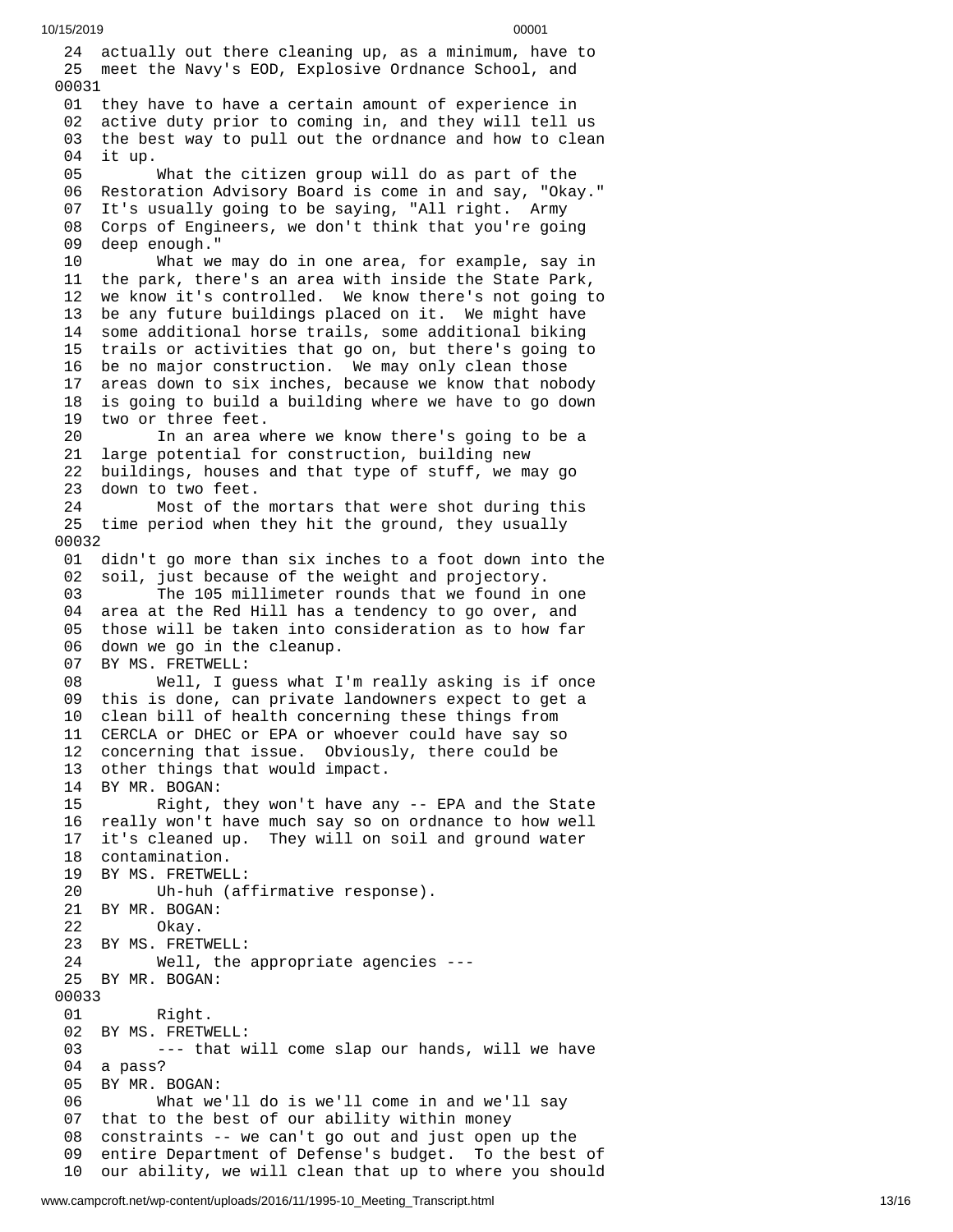24 actually out there cleaning up, as a minimum, have to
25 meet the Navy's EOD, Explosive Ordnance School, and
00031
01 they have to have a certain amount of experience in
02 active duty prior to coming in, and they will tell us
03 the best way to pull out the ordnance and how to clean
04 it up.
05 What the citizen group will do as part of the
06 Restoration Advisory Board is come in and say, "Okay."
07 It's usually going to be saying, "All right. Army
08 Corps of Engineers, we don't think that you're going
09 deep enough."
10 What we may do in one area, for example, say in
11 the park, there's an area with inside the State Park,
12 we know it's controlled. We know there's not going to
13 be any future buildings placed on it. We might have
14 some additional horse trails, some additional biking
15 trails or activities that go on, but there's going to
16 be no major construction. We may only clean those
17 areas down to six inches, because we know that nobody
18 is going to build a building where we have to go down
19 two or three feet.
20 In an area where we know there's going to be a
21 large potential for construction, building new
22 buildings, houses and that type of stuff, we may go
23 down to two feet.
24 Most of the mortars that were shot during this
25 time period when they hit the ground, they usually
00032
01 didn't go more than six inches to a foot down into the
02 soil, just because of the weight and projectory.
03 The 105 millimeter rounds that we found in one
04 area at the Red Hill has a tendency to go over, and
05 those will be taken into consideration as to how far
06 down we go in the cleanup.
07 BY MS. FRETWELL:
08 Well, I guess what I'm really asking is if once
09 this is done, can private landowners expect to get a
10 clean bill of health concerning these things from
11 CERCLA or DHEC or EPA or whoever could have say so
12 concerning that issue. Obviously, there could be
13 other things that would impact.
14 BY MR. BOGAN:
15 Right, they won't have any -- EPA and the State
16 really won't have much say so on ordnance to how well
17 it's cleaned up. They will on soil and ground water
18 contamination.
19 BY MS. FRETWELL:
20 Uh-huh (affirmative response).
21 BY MR. BOGAN:
22 Okay.
23 BY MS. FRETWELL:
24 Well, the appropriate agencies ---
25 BY MR. BOGAN:
00033
01 Right.
02 BY MS. FRETWELL:
03 --- that will come slap our hands, will we have
04 a pass?
05 BY MR. BOGAN:
06 What we'll do is we'll come in and we'll say
07 that to the best of our ability within money
08 constraints -- we can't go out and just open up the
09 entire Department of Defense's budget. To the best of
10 our ability, we will clean that up to where you should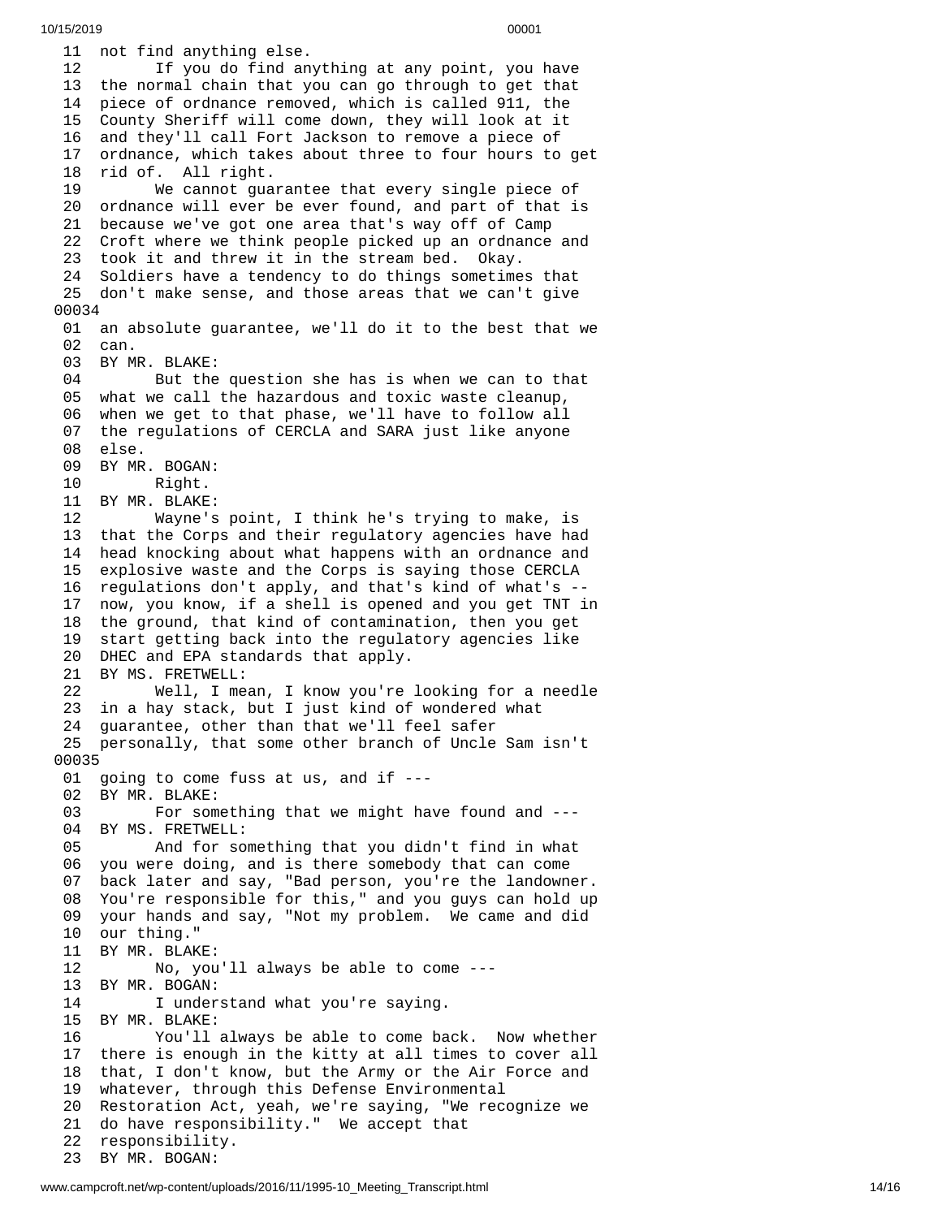```
 11  not find anything else.
 12        If you do find anything at any point, you have
 13  the normal chain that you can go through to get that
 14  piece of ordnance removed, which is called 911, the
 15  County Sheriff will come down, they will look at it
 16  and they'll call Fort Jackson to remove a piece of
 17  ordnance, which takes about three to four hours to get
 18  rid of.  All right.
 19        We cannot guarantee that every single piece of
 20  ordnance will ever be ever found, and part of that is
 21  because we've got one area that's way off of Camp
 22  Croft where we think people picked up an ordnance and
 23  took it and threw it in the stream bed.  Okay.
 24  Soldiers have a tendency to do things sometimes that
 25  don't make sense, and those areas that we can't give
00034
 01  an absolute guarantee, we'll do it to the best that we
 02  can.
 03  BY MR. BLAKE:
 04        But the question she has is when we can to that
 05  what we call the hazardous and toxic waste cleanup,
 06  when we get to that phase, we'll have to follow all
 07  the regulations of CERCLA and SARA just like anyone
 08  else.
 09  BY MR. BOGAN:
 10        Right.
 11  BY MR. BLAKE:
 12        Wayne's point, I think he's trying to make, is
 13  that the Corps and their regulatory agencies have had
 14  head knocking about what happens with an ordnance and
 15  explosive waste and the Corps is saying those CERCLA
 16  regulations don't apply, and that's kind of what's --
 17  now, you know, if a shell is opened and you get TNT in
 18  the ground, that kind of contamination, then you get
 19  start getting back into the regulatory agencies like
 20  DHEC and EPA standards that apply.
 21  BY MS. FRETWELL:
 22        Well, I mean, I know you're looking for a needle
 23  in a hay stack, but I just kind of wondered what
 24  guarantee, other than that we'll feel safer
 25  personally, that some other branch of Uncle Sam isn't
00035
 01  going to come fuss at us, and if ---
 02  BY MR. BLAKE:
 03        For something that we might have found and ---
 04  BY MS. FRETWELL:
 05        And for something that you didn't find in what
 06  you were doing, and is there somebody that can come
 07  back later and say, "Bad person, you're the landowner.
 08  You're responsible for this," and you guys can hold up
 09  your hands and say, "Not my problem.  We came and did
 10  our thing."
 11  BY MR. BLAKE:
 12        No, you'll always be able to come ---
 13  BY MR. BOGAN:
 14        I understand what you're saying.
 15  BY MR. BLAKE:
 16        You'll always be able to come back.  Now whether
 17  there is enough in the kitty at all times to cover all
 18  that, I don't know, but the Army or the Air Force and
 19  whatever, through this Defense Environmental
 20  Restoration Act, yeah, we're saying, "We recognize we
 21  do have responsibility."  We accept that
 22  responsibility.
 23  BY MR. BOGAN:
```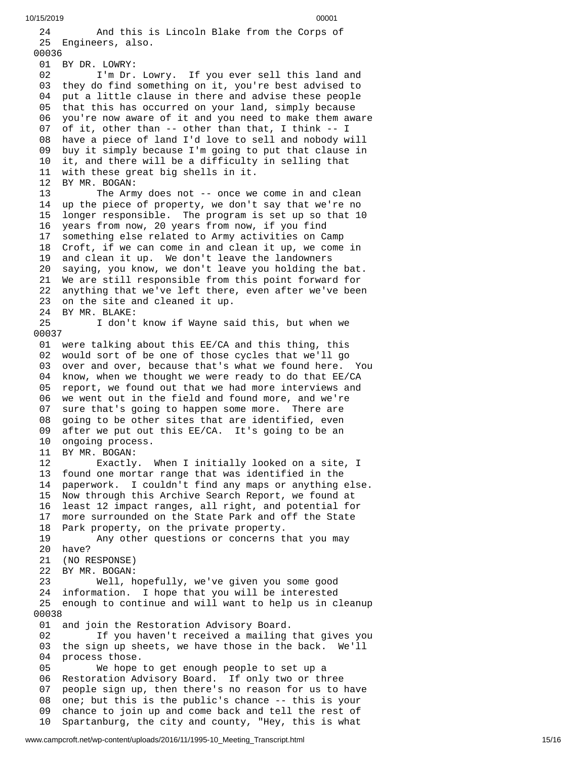24 And this is Lincoln Blake from the Corps of
25 Engineers, also.

00036

01 BY DR. LOWRY:
02 I'm Dr. Lowry. If you ever sell this land and
03 they do find something on it, you're best advised to
04 put a little clause in there and advise these people
05 that this has occurred on your land, simply because
06 you're now aware of it and you need to make them aware
07 of it, other than -- other than that, I think -- I
08 have a piece of land I'd love to sell and nobody will
09 buy it simply because I'm going to put that clause in
10 it, and there will be a difficulty in selling that
11 with these great big shells in it.
12 BY MR. BOGAN:
13 The Army does not -- once we come in and clean
14 up the piece of property, we don't say that we're no
15 longer responsible. The program is set up so that 10
16 years from now, 20 years from now, if you find
17 something else related to Army activities on Camp
18 Croft, if we can come in and clean it up, we come in
19 and clean it up. We don't leave the landowners
20 saying, you know, we don't leave you holding the bat.
21 We are still responsible from this point forward for
22 anything that we've left there, even after we've been
23 on the site and cleaned it up.
24 BY MR. BLAKE:
25 I don't know if Wayne said this, but when we

00037

01 were talking about this EE/CA and this thing, this
02 would sort of be one of those cycles that we'll go
03 over and over, because that's what we found here. You
04 know, when we thought we were ready to do that EE/CA
05 report, we found out that we had more interviews and
06 we went out in the field and found more, and we're
07 sure that's going to happen some more. There are
08 going to be other sites that are identified, even
09 after we put out this EE/CA. It's going to be an
10 ongoing process.
11 BY MR. BOGAN:
12 Exactly. When I initially looked on a site, I
13 found one mortar range that was identified in the
14 paperwork. I couldn't find any maps or anything else.
15 Now through this Archive Search Report, we found at
16 least 12 impact ranges, all right, and potential for
17 more surrounded on the State Park and off the State
18 Park property, on the private property.
19 Any other questions or concerns that you may
20 have?
21 (NO RESPONSE)
22 BY MR. BOGAN:
23 Well, hopefully, we've given you some good
24 information. I hope that you will be interested
25 enough to continue and will want to help us in cleanup

00038

01 and join the Restoration Advisory Board.
02 If you haven't received a mailing that gives you
03 the sign up sheets, we have those in the back. We'll
04 process those.
05 We hope to get enough people to set up a
06 Restoration Advisory Board. If only two or three
07 people sign up, then there's no reason for us to have
08 one; but this is the public's chance -- this is your
09 chance to join up and come back and tell the rest of
10 Spartanburg, the city and county, "Hey, this is what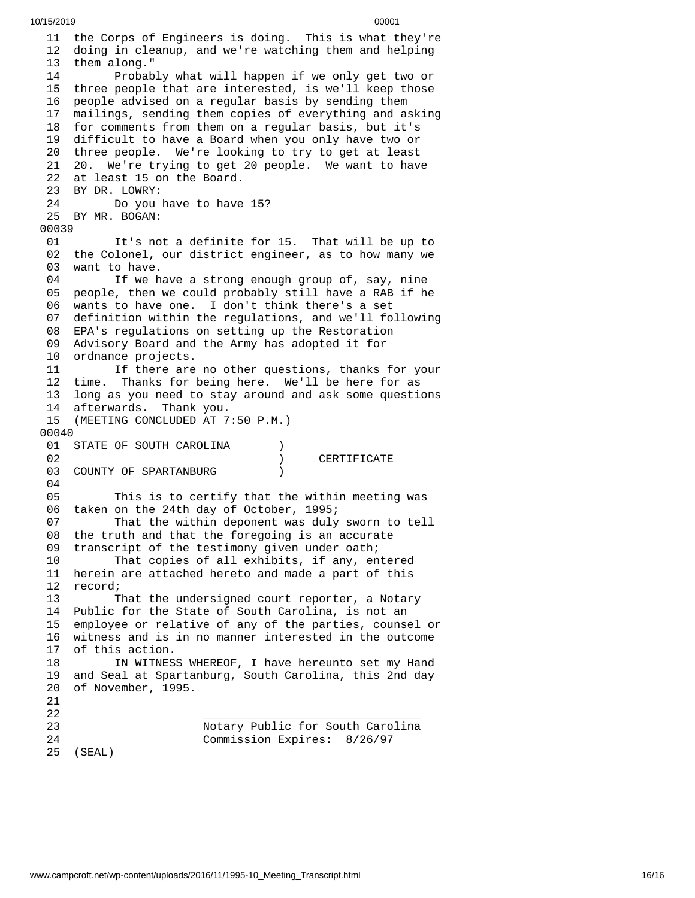11 the Corps of Engineers is doing. This is what they're
12 doing in cleanup, and we're watching them and helping
13 them along."
14 Probably what will happen if we only get two or
15 three people that are interested, is we'll keep those
16 people advised on a regular basis by sending them
17 mailings, sending them copies of everything and asking
18 for comments from them on a regular basis, but it's
19 difficult to have a Board when you only have two or
20 three people. We're looking to try to get at least
21 20. We're trying to get 20 people. We want to have
22 at least 15 on the Board.
23 BY DR. LOWRY:
24 Do you have to have 15?
25 BY MR. BOGAN:

00039

01 It's not a definite for 15. That will be up to
02 the Colonel, our district engineer, as to how many we
03 want to have.
04 If we have a strong enough group of, say, nine
05 people, then we could probably still have a RAB if he
06 wants to have one. I don't think there's a set
07 definition within the regulations, and we'll following
08 EPA's regulations on setting up the Restoration
09 Advisory Board and the Army has adopted it for
10 ordnance projects.
11 If there are no other questions, thanks for your
12 time. Thanks for being here. We'll be here for as
13 long as you need to stay around and ask some questions
14 afterwards. Thank you.
15 (MEETING CONCLUDED AT 7:50 P.M.)

00040

01 STATE OF SOUTH CAROLINA )
02 ) CERTIFICATE
03 COUNTY OF SPARTANBURG )
04
05 This is to certify that the within meeting was
06 taken on the 24th day of October, 1995;
07 That the within deponent was duly sworn to tell
08 the truth and that the foregoing is an accurate
09 transcript of the testimony given under oath;
10 That copies of all exhibits, if any, entered
11 herein are attached hereto and made a part of this
12 record;
13 That the undersigned court reporter, a Notary
14 Public for the State of South Carolina, is not an
15 employee or relative of any of the parties, counsel or
16 witness and is in no manner interested in the outcome
17 of this action.
18 IN WITNESS WHEREOF, I have hereunto set my Hand
19 and Seal at Spartanburg, South Carolina, this 2nd day
20 of November, 1995.
21
22 ________________________________
23 Notary Public for South Carolina
24 Commission Expires: 8/26/97
25 (SEAL)